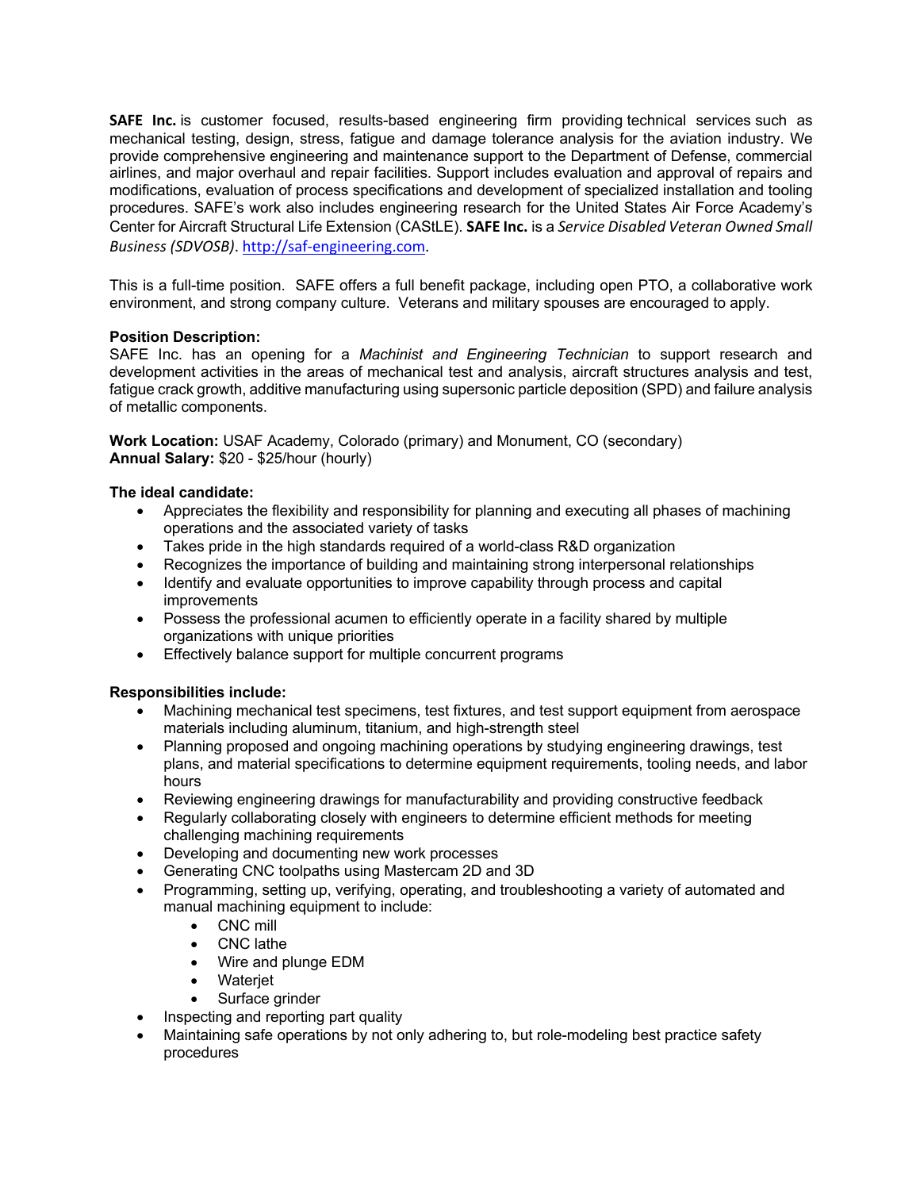**SAFE Inc.** is customer focused, results-based engineering firm providing technical services such as mechanical testing, design, stress, fatigue and damage tolerance analysis for the aviation industry. We provide comprehensive engineering and maintenance support to the Department of Defense, commercial airlines, and major overhaul and repair facilities. Support includes evaluation and approval of repairs and modifications, evaluation of process specifications and development of specialized installation and tooling procedures. SAFE's work also includes engineering research for the United States Air Force Academy's Center for Aircraft Structural Life Extension (CAStLE). **SAFE Inc.** is a *Service Disabled Veteran Owned Small Business (SDVOSB)*. [http://saf-engineering.com](http://saf-engineering.com).

This is a full-time position. SAFE offers a full benefit package, including open PTO, a collaborative work environment, and strong company culture. Veterans and military spouses are encouraged to apply.

**Position Description:**
SAFE Inc. has an opening for a *Machinist and Engineering Technician* to support research and development activities in the areas of mechanical test and analysis, aircraft structures analysis and test, fatigue crack growth, additive manufacturing using supersonic particle deposition (SPD) and failure analysis of metallic components.

**Work Location:** USAF Academy, Colorado (primary) and Monument, CO (secondary)
**Annual Salary:** $20 - $25/hour (hourly)

**The ideal candidate:**

- Appreciates the flexibility and responsibility for planning and executing all phases of machining operations and the associated variety of tasks
- Takes pride in the high standards required of a world-class R&D organization
- Recognizes the importance of building and maintaining strong interpersonal relationships
- Identify and evaluate opportunities to improve capability through process and capital improvements
- Possess the professional acumen to efficiently operate in a facility shared by multiple organizations with unique priorities
- Effectively balance support for multiple concurrent programs

**Responsibilities include:**

- Machining mechanical test specimens, test fixtures, and test support equipment from aerospace materials including aluminum, titanium, and high-strength steel
- Planning proposed and ongoing machining operations by studying engineering drawings, test plans, and material specifications to determine equipment requirements, tooling needs, and labor hours
- Reviewing engineering drawings for manufacturability and providing constructive feedback
- Regularly collaborating closely with engineers to determine efficient methods for meeting challenging machining requirements
- Developing and documenting new work processes
- Generating CNC toolpaths using Mastercam 2D and 3D
- Programming, setting up, verifying, operating, and troubleshooting a variety of automated and manual machining equipment to include:
  - CNC mill
  - CNC lathe
  - Wire and plunge EDM
  - Waterjet
  - Surface grinder
- Inspecting and reporting part quality
- Maintaining safe operations by not only adhering to, but role-modeling best practice safety procedures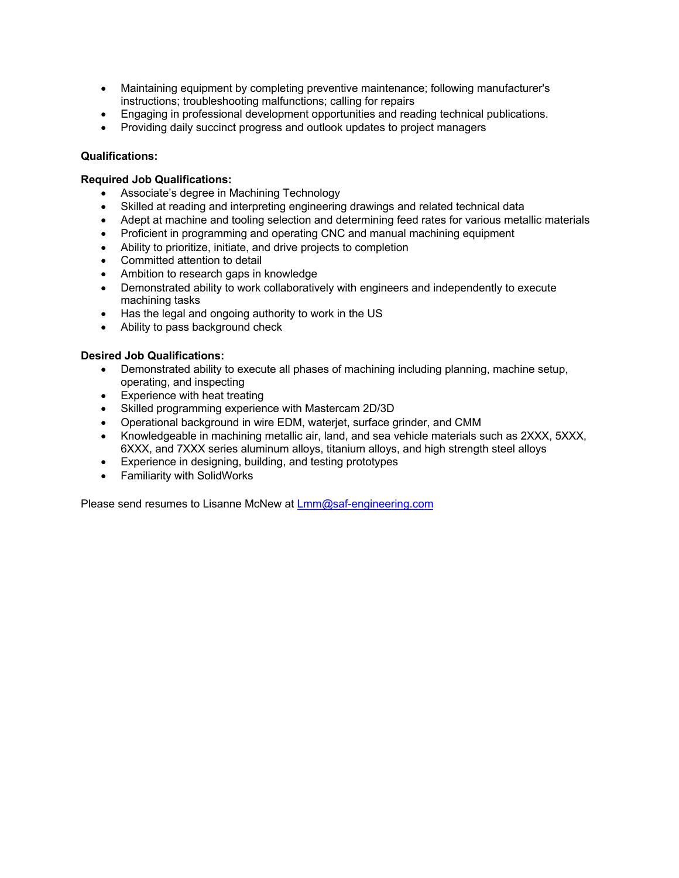- Maintaining equipment by completing preventive maintenance; following manufacturer's instructions; troubleshooting malfunctions; calling for repairs
- Engaging in professional development opportunities and reading technical publications.
- Providing daily succinct progress and outlook updates to project managers

**Qualifications:**

**Required Job Qualifications:**

- Associate's degree in Machining Technology
- Skilled at reading and interpreting engineering drawings and related technical data
- Adept at machine and tooling selection and determining feed rates for various metallic materials
- Proficient in programming and operating CNC and manual machining equipment
- Ability to prioritize, initiate, and drive projects to completion
- Committed attention to detail
- Ambition to research gaps in knowledge
- Demonstrated ability to work collaboratively with engineers and independently to execute machining tasks
- Has the legal and ongoing authority to work in the US
- Ability to pass background check

**Desired Job Qualifications:**

- Demonstrated ability to execute all phases of machining including planning, machine setup, operating, and inspecting
- Experience with heat treating
- Skilled programming experience with Mastercam 2D/3D
- Operational background in wire EDM, waterjet, surface grinder, and CMM
- Knowledgeable in machining metallic air, land, and sea vehicle materials such as 2XXX, 5XXX, 6XXX, and 7XXX series aluminum alloys, titanium alloys, and high strength steel alloys
- Experience in designing, building, and testing prototypes
- Familiarity with SolidWorks

Please send resumes to Lisanne McNew at [Lmm@saf-engineering.com](mailto:Lmm@saf-engineering.com)